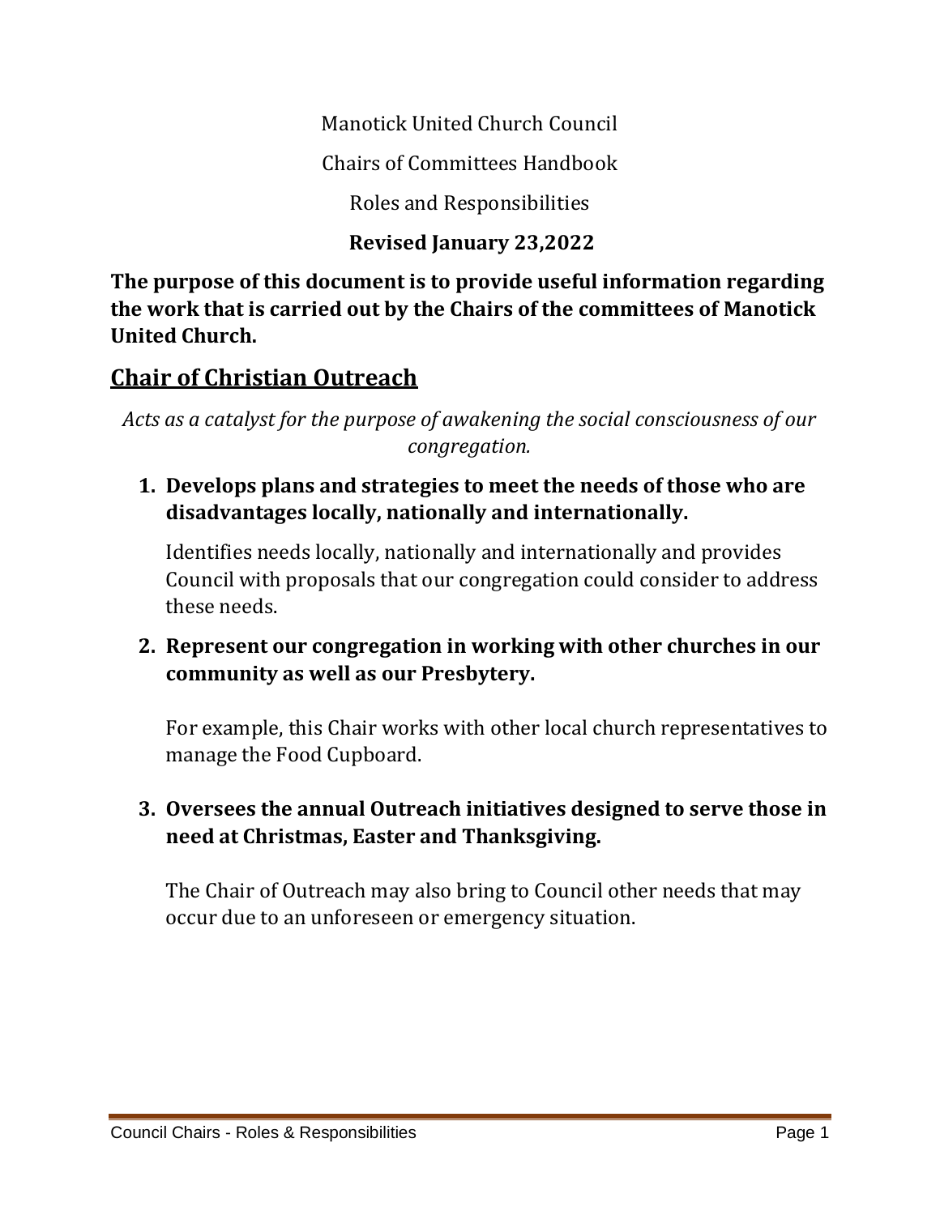Manotick United Church Council

Chairs of Committees Handbook

Roles and Responsibilities

**Revised January 23,2022**

**The purpose of this document is to provide useful information regarding the work that is carried out by the Chairs of the committees of Manotick United Church.**

## Chair of Christian Outreach

*Acts as a catalyst for the purpose of awakening the social consciousness of our congregation.*

1. **Develops plans and strategies to meet the needs of those who are disadvantages locally, nationally and internationally.**

   Identifies needs locally, nationally and internationally and provides Council with proposals that our congregation could consider to address these needs.

2. **Represent our congregation in working with other churches in our community as well as our Presbytery.**

   For example, this Chair works with other local church representatives to manage the Food Cupboard.

3. **Oversees the annual Outreach initiatives designed to serve those in need at Christmas, Easter and Thanksgiving.**

   The Chair of Outreach may also bring to Council other needs that may occur due to an unforeseen or emergency situation.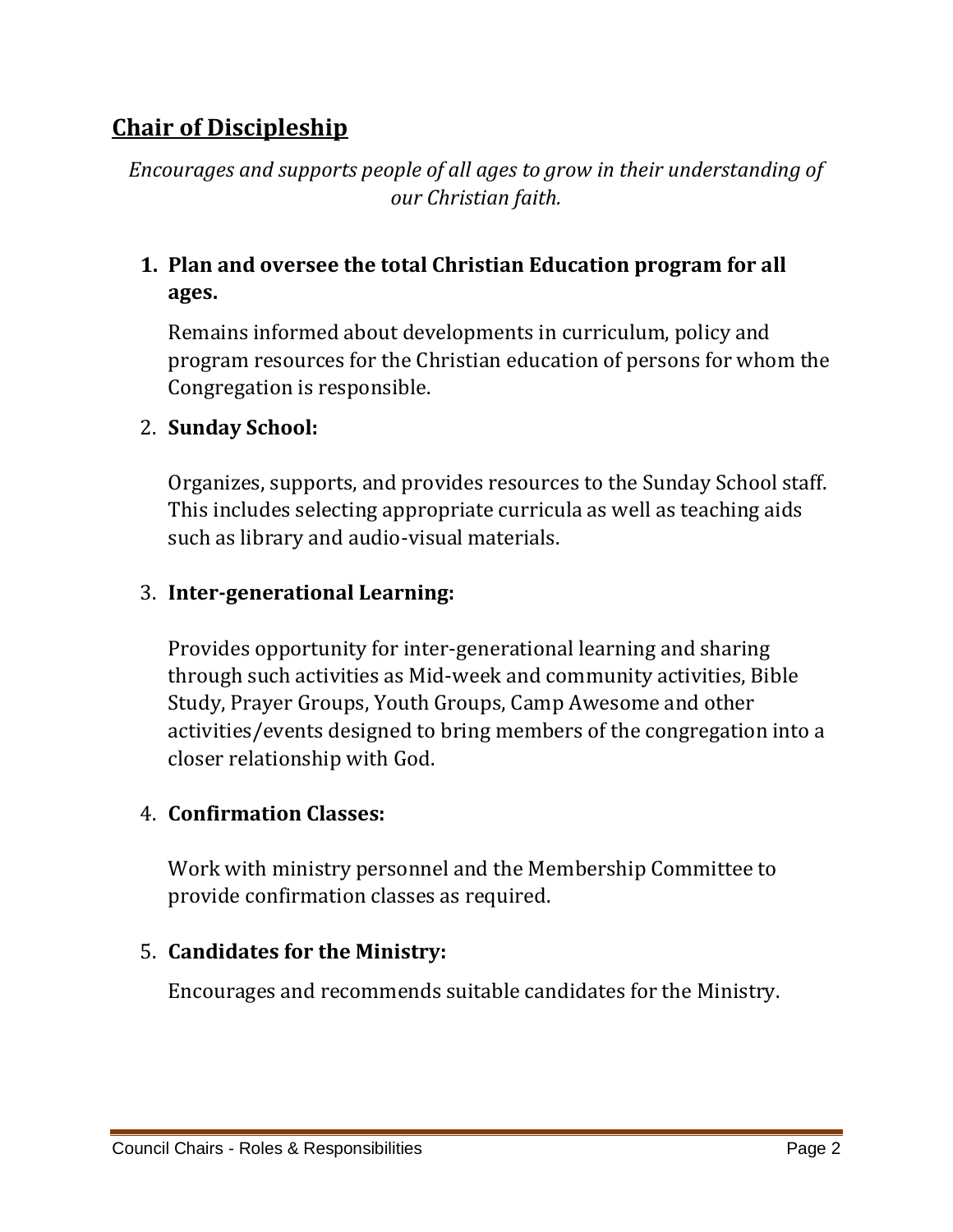## Chair of Discipleship

*Encourages and supports people of all ages to grow in their understanding of our Christian faith.*

1. **Plan and oversee the total Christian Education program for all ages.**

   Remains informed about developments in curriculum, policy and program resources for the Christian education of persons for whom the Congregation is responsible.

2. **Sunday School:**

   Organizes, supports, and provides resources to the Sunday School staff. This includes selecting appropriate curricula as well as teaching aids such as library and audio-visual materials.

3. **Inter-generational Learning:**

   Provides opportunity for inter-generational learning and sharing through such activities as Mid-week and community activities, Bible Study, Prayer Groups, Youth Groups, Camp Awesome and other activities/events designed to bring members of the congregation into a closer relationship with God.

4. **Confirmation Classes:**

   Work with ministry personnel and the Membership Committee to provide confirmation classes as required.

5. **Candidates for the Ministry:**

   Encourages and recommends suitable candidates for the Ministry.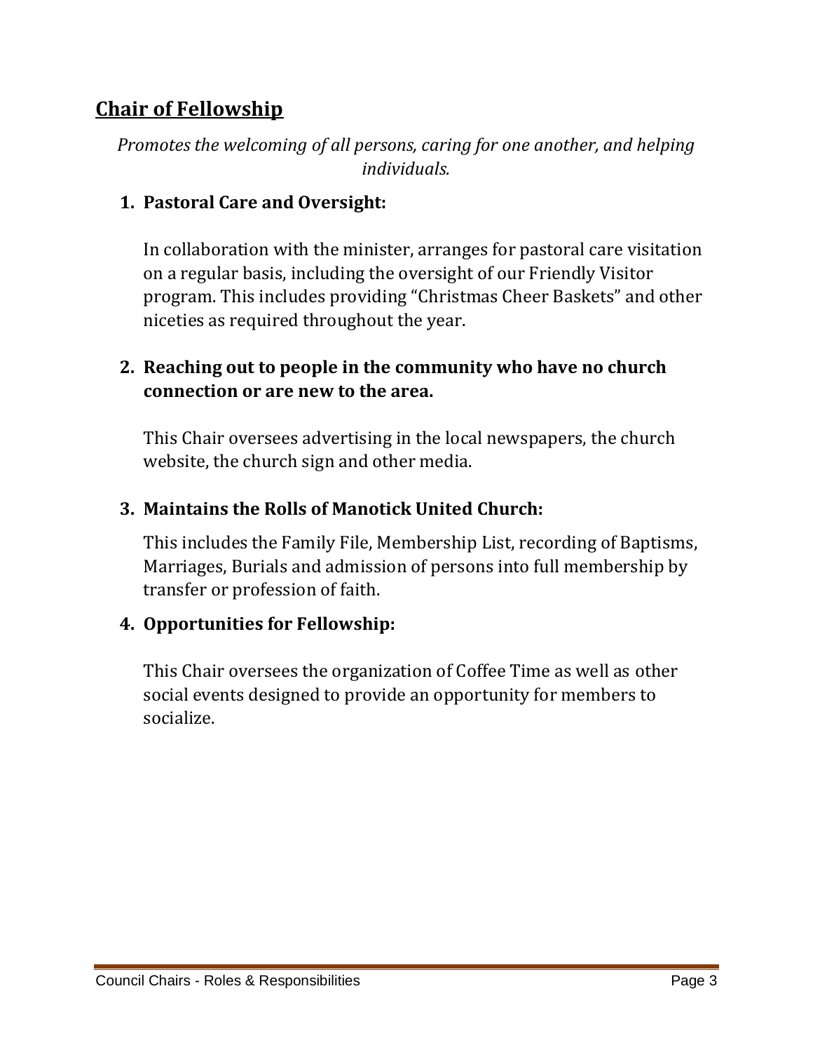## Chair of Fellowship

*Promotes the welcoming of all persons, caring for one another, and helping individuals.*

1. **Pastoral Care and Oversight:**

   In collaboration with the minister, arranges for pastoral care visitation on a regular basis, including the oversight of our Friendly Visitor program. This includes providing "Christmas Cheer Baskets" and other niceties as required throughout the year.

2. **Reaching out to people in the community who have no church connection or are new to the area.**

   This Chair oversees advertising in the local newspapers, the church website, the church sign and other media.

3. **Maintains the Rolls of Manotick United Church:**

   This includes the Family File, Membership List, recording of Baptisms, Marriages, Burials and admission of persons into full membership by transfer or profession of faith.

4. **Opportunities for Fellowship:**

   This Chair oversees the organization of Coffee Time as well as other social events designed to provide an opportunity for members to socialize.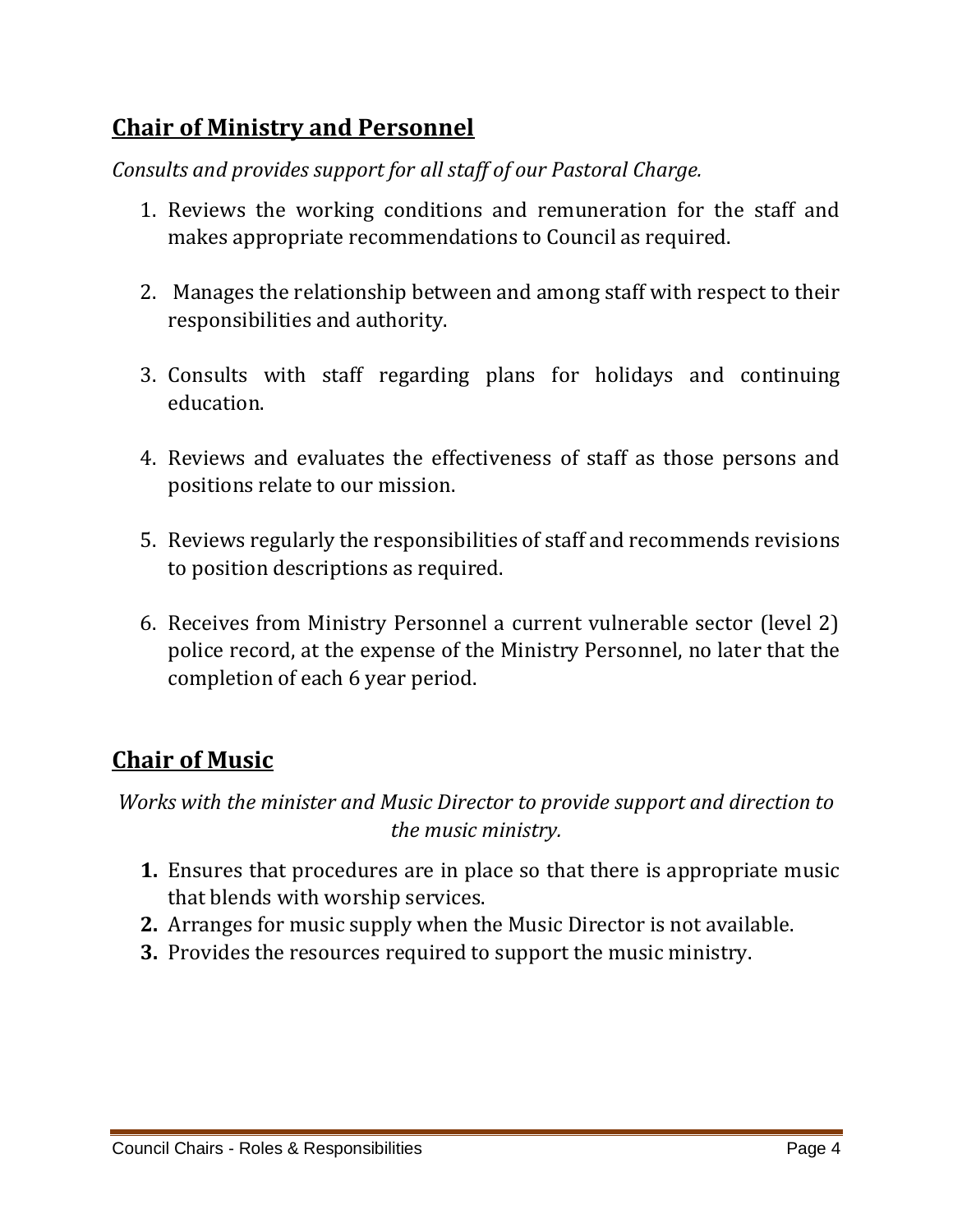## Chair of Ministry and Personnel

*Consults and provides support for all staff of our Pastoral Charge.*

1. Reviews the working conditions and remuneration for the staff and makes appropriate recommendations to Council as required.

2. Manages the relationship between and among staff with respect to their responsibilities and authority.

3. Consults with staff regarding plans for holidays and continuing education.

4. Reviews and evaluates the effectiveness of staff as those persons and positions relate to our mission.

5. Reviews regularly the responsibilities of staff and recommends revisions to position descriptions as required.

6. Receives from Ministry Personnel a current vulnerable sector (level 2) police record, at the expense of the Ministry Personnel, no later that the completion of each 6 year period.

## Chair of Music

*Works with the minister and Music Director to provide support and direction to the music ministry.*

1. Ensures that procedures are in place so that there is appropriate music that blends with worship services.
2. Arranges for music supply when the Music Director is not available.
3. Provides the resources required to support the music ministry.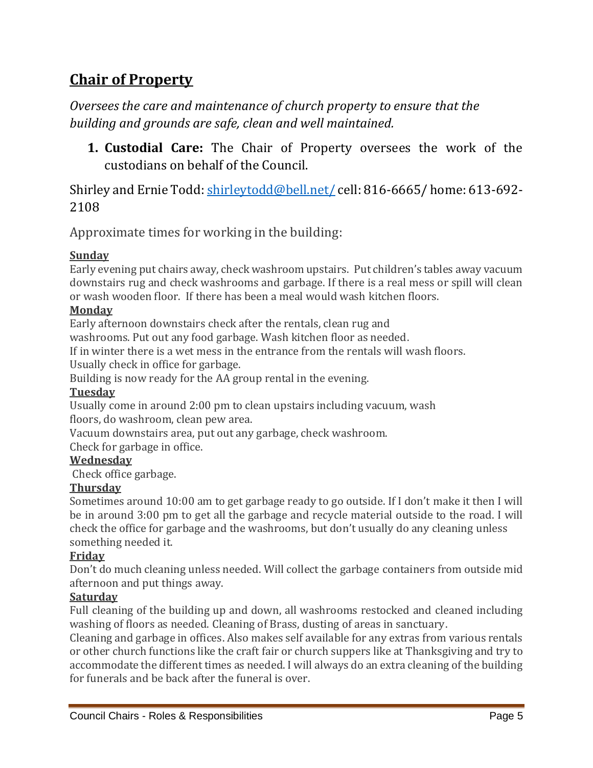## Chair of Property

*Oversees the care and maintenance of church property to ensure that the building and grounds are safe, clean and well maintained.*

1. **Custodial Care:** The Chair of Property oversees the work of the custodians on behalf of the Council.

Shirley and Ernie Todd: shirleytodd@bell.net/ cell: 816-6665/ home: 613-692-2108

Approximate times for working in the building:

**Sunday**

Early evening put chairs away, check washroom upstairs. Put children's tables away vacuum downstairs rug and check washrooms and garbage. If there is a real mess or spill will clean or wash wooden floor. If there has been a meal would wash kitchen floors.

**Monday**

Early afternoon downstairs check after the rentals, clean rug and washrooms. Put out any food garbage. Wash kitchen floor as needed.
If in winter there is a wet mess in the entrance from the rentals will wash floors.
Usually check in office for garbage.
Building is now ready for the AA group rental in the evening.

**Tuesday**

Usually come in around 2:00 pm to clean upstairs including vacuum, wash floors, do washroom, clean pew area.
Vacuum downstairs area, put out any garbage, check washroom.
Check for garbage in office.

**Wednesday**

Check office garbage.

**Thursday**

Sometimes around 10:00 am to get garbage ready to go outside. If I don't make it then I will be in around 3:00 pm to get all the garbage and recycle material outside to the road. I will check the office for garbage and the washrooms, but don't usually do any cleaning unless something needed it.

**Friday**

Don't do much cleaning unless needed. Will collect the garbage containers from outside mid afternoon and put things away.

**Saturday**

Full cleaning of the building up and down, all washrooms restocked and cleaned including washing of floors as needed. Cleaning of Brass, dusting of areas in sanctuary.
Cleaning and garbage in offices. Also makes self available for any extras from various rentals or other church functions like the craft fair or church suppers like at Thanksgiving and try to accommodate the different times as needed. I will always do an extra cleaning of the building for funerals and be back after the funeral is over.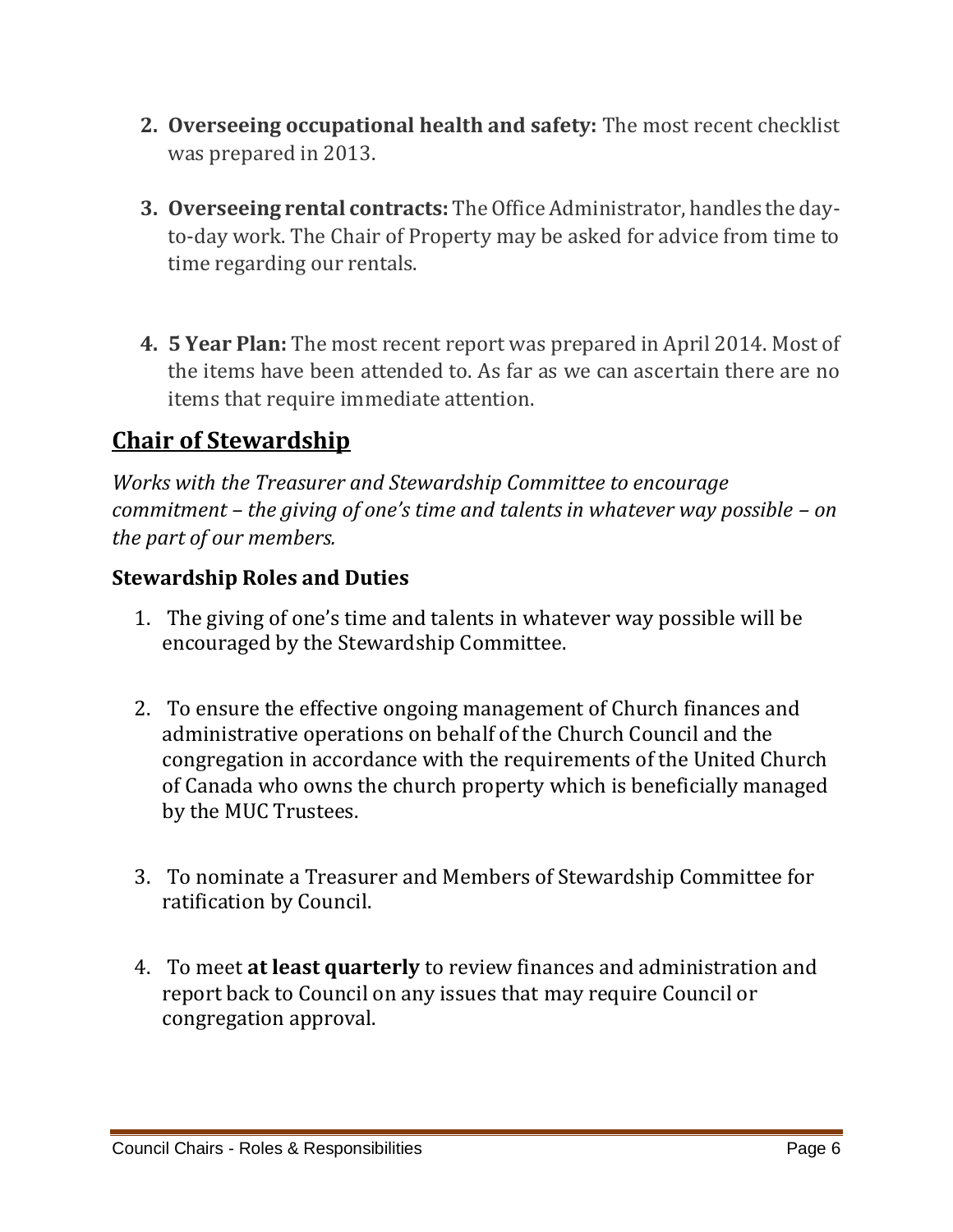2. **Overseeing occupational health and safety:** The most recent checklist was prepared in 2013.

3. **Overseeing rental contracts:** The Office Administrator, handles the day-to-day work. The Chair of Property may be asked for advice from time to time regarding our rentals.

4. **5 Year Plan:** The most recent report was prepared in April 2014. Most of the items have been attended to. As far as we can ascertain there are no items that require immediate attention.

## Chair of Stewardship

*Works with the Treasurer and Stewardship Committee to encourage commitment – the giving of one's time and talents in whatever way possible – on the part of our members.*

### Stewardship Roles and Duties

1. The giving of one's time and talents in whatever way possible will be encouraged by the Stewardship Committee.

2. To ensure the effective ongoing management of Church finances and administrative operations on behalf of the Church Council and the congregation in accordance with the requirements of the United Church of Canada who owns the church property which is beneficially managed by the MUC Trustees.

3. To nominate a Treasurer and Members of Stewardship Committee for ratification by Council.

4. To meet **at least quarterly** to review finances and administration and report back to Council on any issues that may require Council or congregation approval.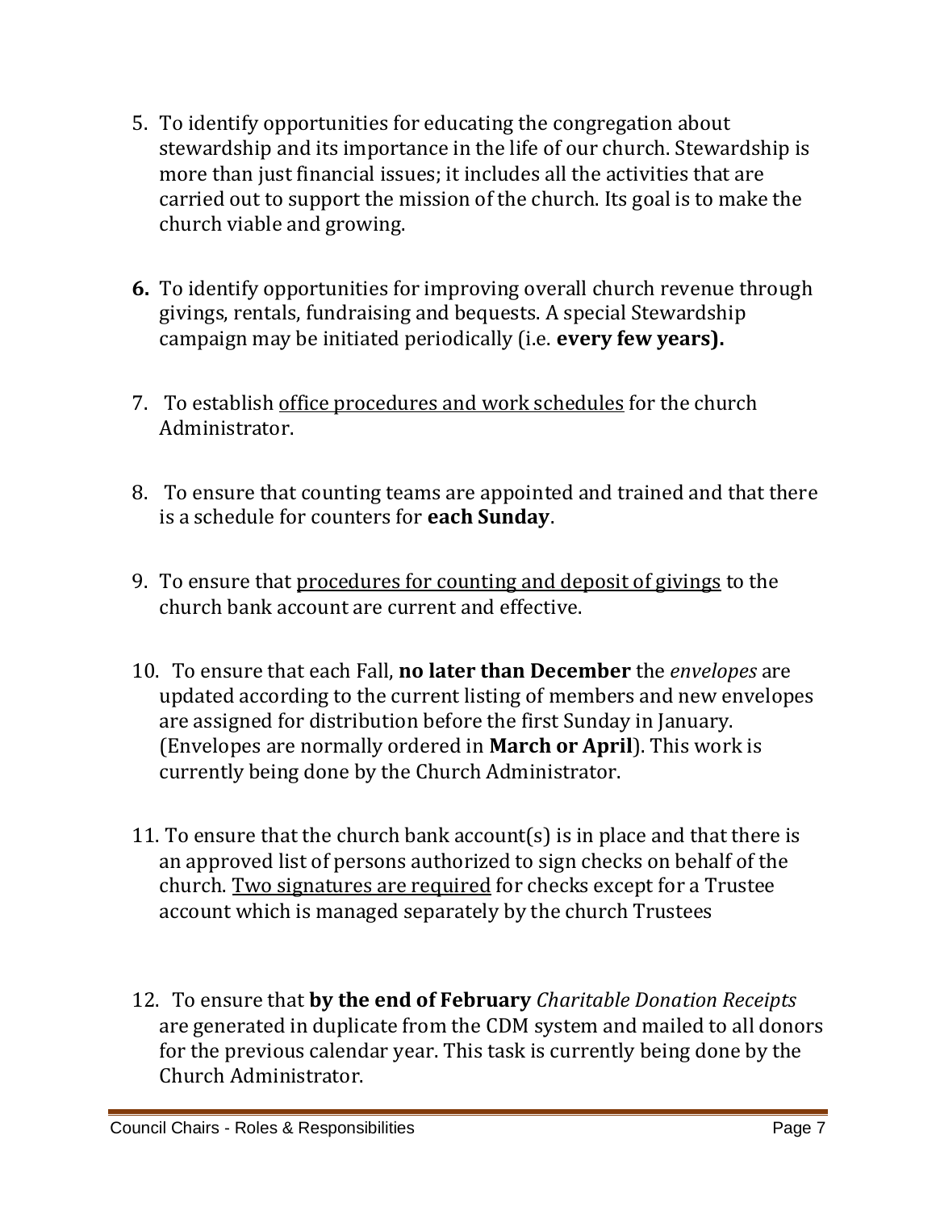5. To identify opportunities for educating the congregation about stewardship and its importance in the life of our church. Stewardship is more than just financial issues; it includes all the activities that are carried out to support the mission of the church. Its goal is to make the church viable and growing.

**6.** To identify opportunities for improving overall church revenue through givings, rentals, fundraising and bequests. A special Stewardship campaign may be initiated periodically (i.e. **every few years).**

7. To establish <u>office procedures and work schedules</u> for the church Administrator.

8. To ensure that counting teams are appointed and trained and that there is a schedule for counters for **each Sunday**.

9. To ensure that <u>procedures for counting and deposit of givings</u> to the church bank account are current and effective.

10. To ensure that each Fall, **no later than December** the *envelopes* are updated according to the current listing of members and new envelopes are assigned for distribution before the first Sunday in January. (Envelopes are normally ordered in **March or April**). This work is currently being done by the Church Administrator.

11. To ensure that the church bank account(s) is in place and that there is an approved list of persons authorized to sign checks on behalf of the church. <u>Two signatures are required</u> for checks except for a Trustee account which is managed separately by the church Trustees

12. To ensure that **by the end of February** *Charitable Donation Receipts* are generated in duplicate from the CDM system and mailed to all donors for the previous calendar year. This task is currently being done by the Church Administrator.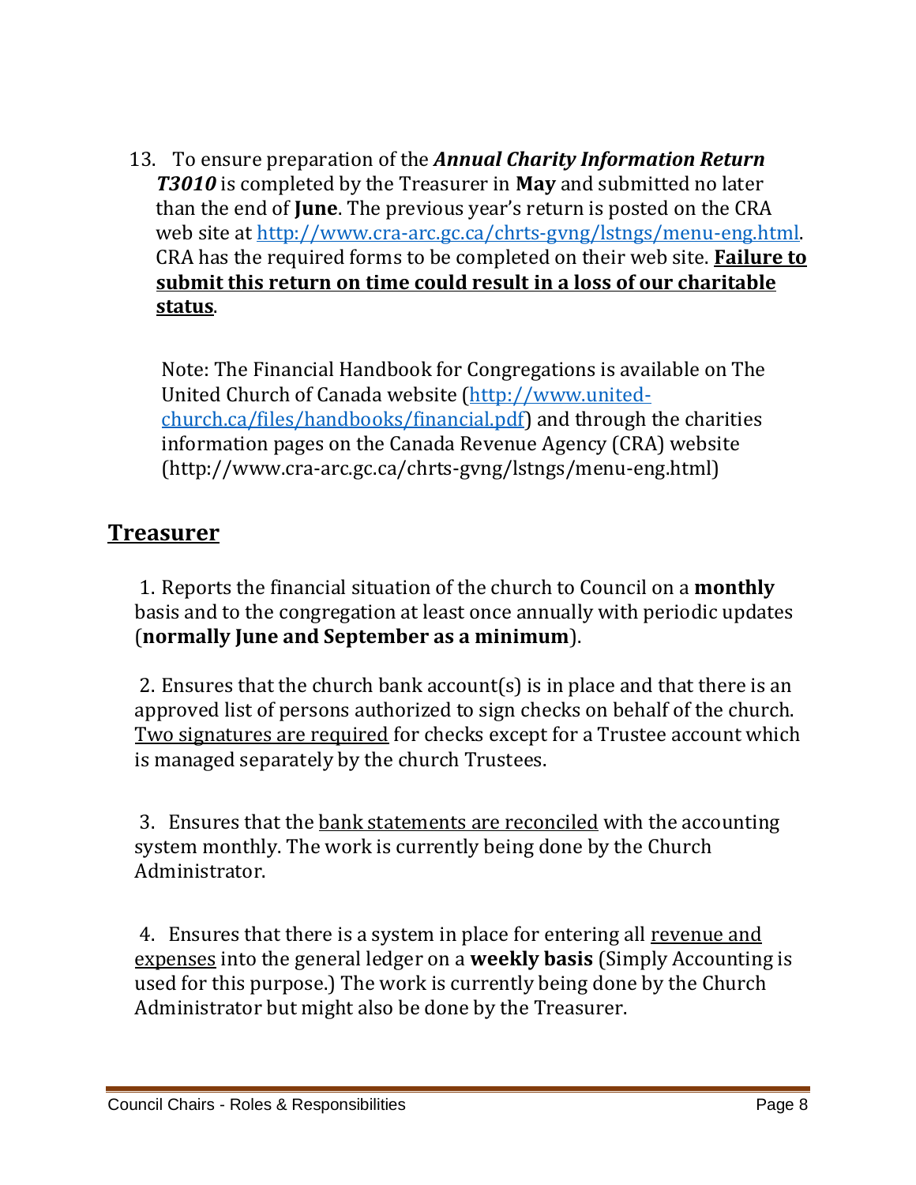13. To ensure preparation of the ***Annual Charity Information Return T3010*** is completed by the Treasurer in **May** and submitted no later than the end of **June**. The previous year's return is posted on the CRA web site at http://www.cra-arc.gc.ca/chrts-gvng/lstngs/menu-eng.html. CRA has the required forms to be completed on their web site. **Failure to submit this return on time could result in a loss of our charitable status**.

Note: The Financial Handbook for Congregations is available on The United Church of Canada website (http://www.united-church.ca/files/handbooks/financial.pdf) and through the charities information pages on the Canada Revenue Agency (CRA) website (http://www.cra-arc.gc.ca/chrts-gvng/lstngs/menu-eng.html)

## Treasurer

1. Reports the financial situation of the church to Council on a **monthly** basis and to the congregation at least once annually with periodic updates (**normally June and September as a minimum**).

2. Ensures that the church bank account(s) is in place and that there is an approved list of persons authorized to sign checks on behalf of the church. Two signatures are required for checks except for a Trustee account which is managed separately by the church Trustees.

3. Ensures that the bank statements are reconciled with the accounting system monthly. The work is currently being done by the Church Administrator.

4. Ensures that there is a system in place for entering all revenue and expenses into the general ledger on a **weekly basis** (Simply Accounting is used for this purpose.) The work is currently being done by the Church Administrator but might also be done by the Treasurer.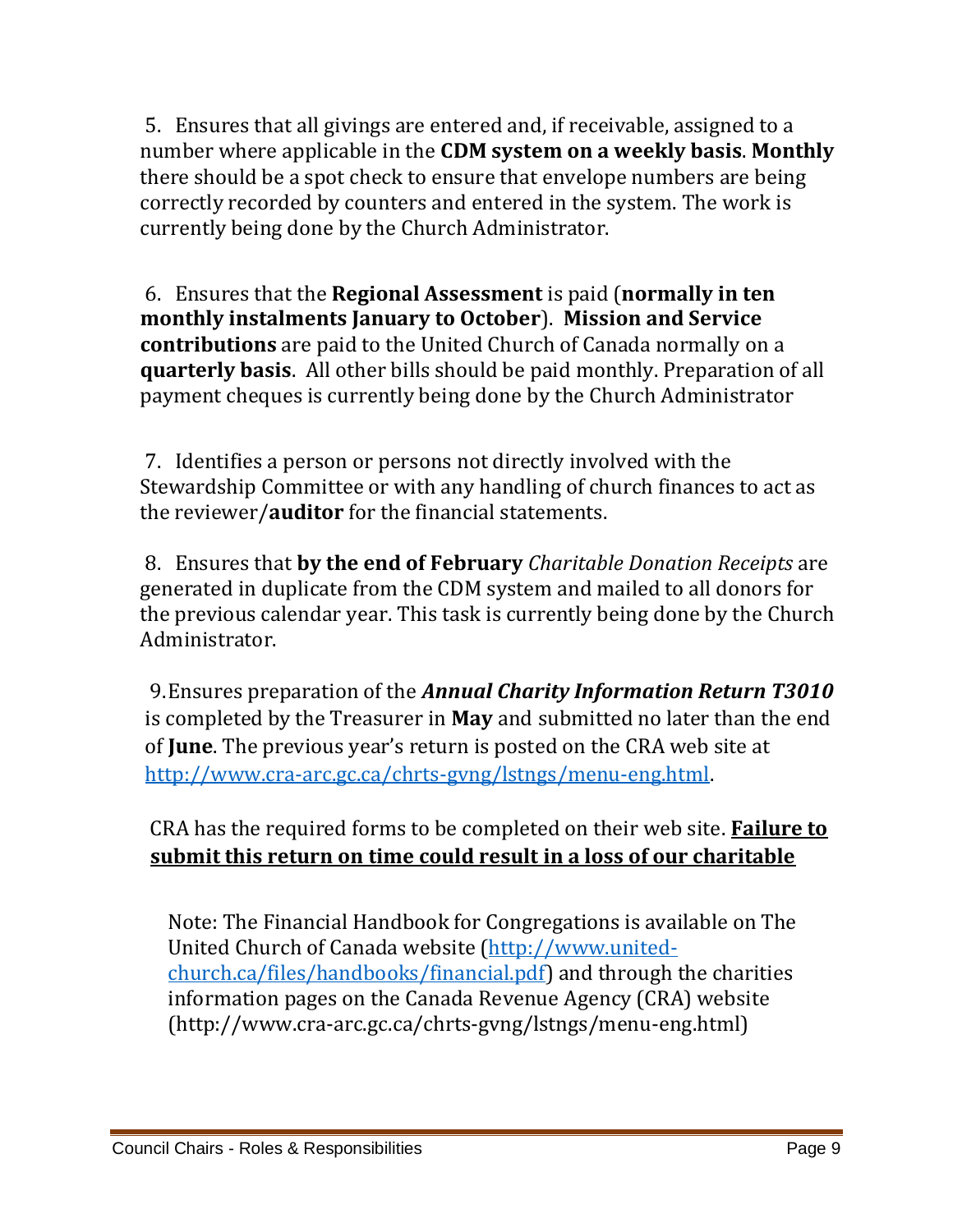5. Ensures that all givings are entered and, if receivable, assigned to a number where applicable in the **CDM system on a weekly basis**. **Monthly** there should be a spot check to ensure that envelope numbers are being correctly recorded by counters and entered in the system. The work is currently being done by the Church Administrator.

6. Ensures that the **Regional Assessment** is paid (**normally in ten monthly instalments January to October**). **Mission and Service contributions** are paid to the United Church of Canada normally on a **quarterly basis**. All other bills should be paid monthly. Preparation of all payment cheques is currently being done by the Church Administrator

7. Identifies a person or persons not directly involved with the Stewardship Committee or with any handling of church finances to act as the reviewer/**auditor** for the financial statements.

8. Ensures that **by the end of February** *Charitable Donation Receipts* are generated in duplicate from the CDM system and mailed to all donors for the previous calendar year. This task is currently being done by the Church Administrator.

9. Ensures preparation of the ***Annual Charity Information Return T3010*** is completed by the Treasurer in **May** and submitted no later than the end of **June**. The previous year's return is posted on the CRA web site at [http://www.cra-arc.gc.ca/chrts-gvng/lstngs/menu-eng.html](http://www.cra-arc.gc.ca/chrts-gvng/lstngs/menu-eng.html).

CRA has the required forms to be completed on their web site. **<u>Failure to submit this return on time could result in a loss of our charitable</u>**

Note: The Financial Handbook for Congregations is available on The United Church of Canada website ([http://www.united-church.ca/files/handbooks/financial.pdf](http://www.united-church.ca/files/handbooks/financial.pdf)) and through the charities information pages on the Canada Revenue Agency (CRA) website (http://www.cra-arc.gc.ca/chrts-gvng/lstngs/menu-eng.html)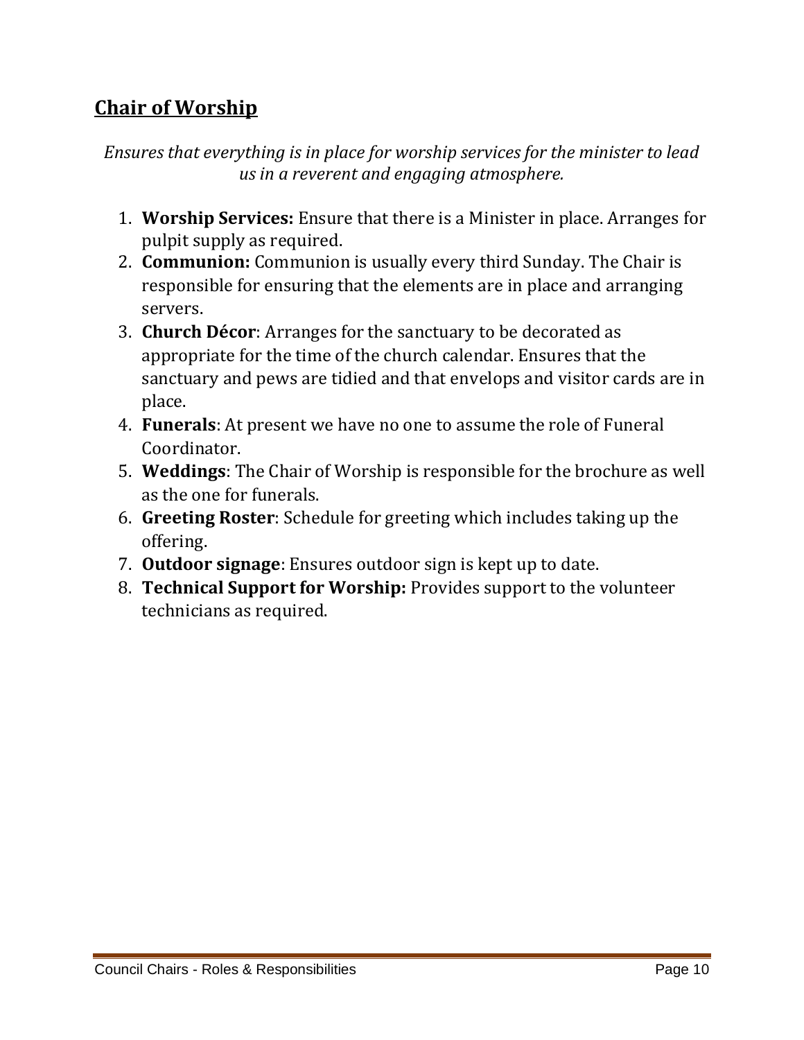## Chair of Worship

*Ensures that everything is in place for worship services for the minister to lead us in a reverent and engaging atmosphere.*

1. **Worship Services:** Ensure that there is a Minister in place. Arranges for pulpit supply as required.
2. **Communion:** Communion is usually every third Sunday. The Chair is responsible for ensuring that the elements are in place and arranging servers.
3. **Church Décor**: Arranges for the sanctuary to be decorated as appropriate for the time of the church calendar. Ensures that the sanctuary and pews are tidied and that envelops and visitor cards are in place.
4. **Funerals**: At present we have no one to assume the role of Funeral Coordinator.
5. **Weddings**: The Chair of Worship is responsible for the brochure as well as the one for funerals.
6. **Greeting Roster**: Schedule for greeting which includes taking up the offering.
7. **Outdoor signage**: Ensures outdoor sign is kept up to date.
8. **Technical Support for Worship:** Provides support to the volunteer technicians as required.